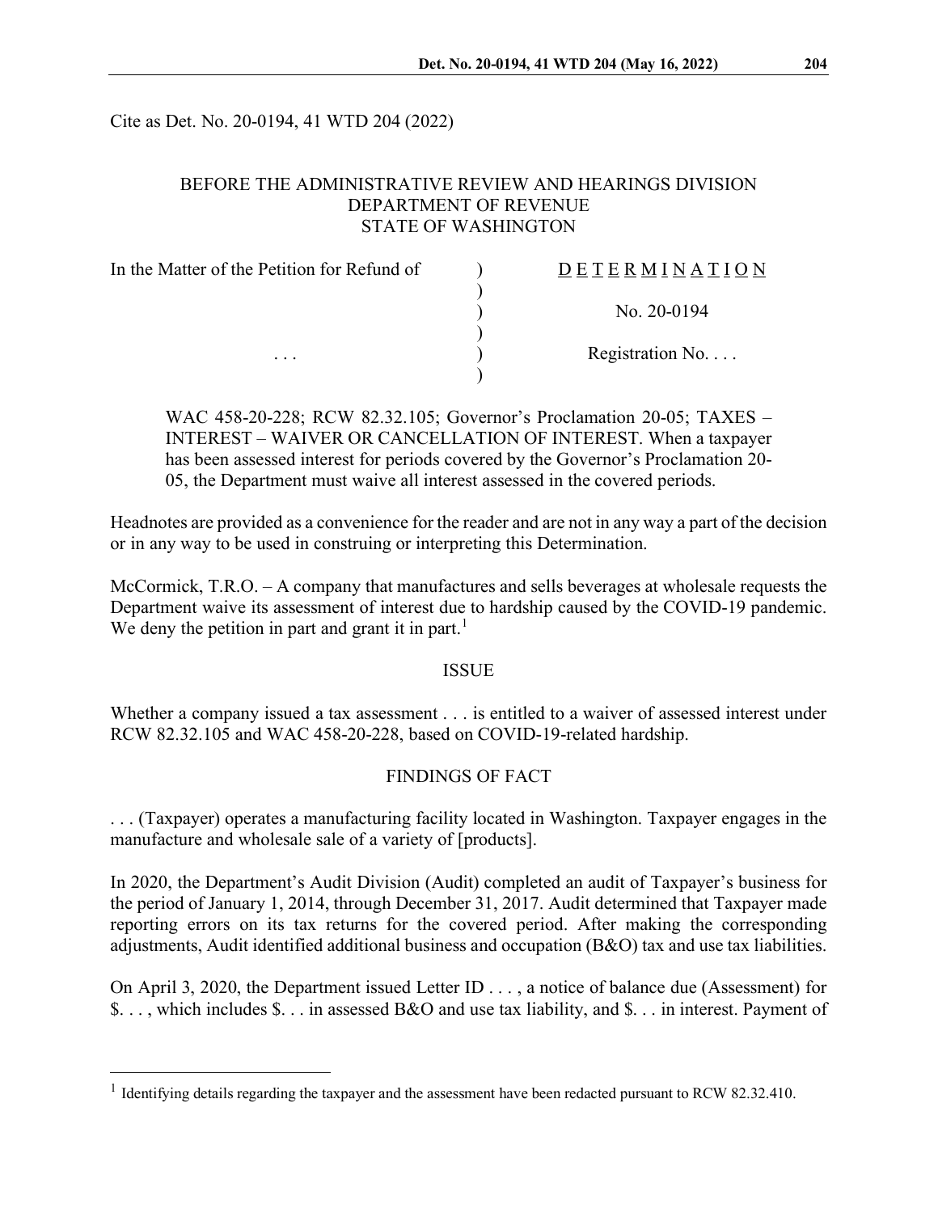Cite as Det. No. 20-0194, 41 WTD 204 (2022)

BEFORE THE ADMINISTRATIVE REVIEW AND HEARINGS DIVISION
DEPARTMENT OF REVENUE
STATE OF WASHINGTON

| In the Matter of the Petition for Refund of | ) | D E T E R M I N A T I O N |
|---|---|---|
| | ) | |
| | ) | No. 20-0194 |
| | ) | |
| . . . | ) | Registration No. . . . |
| | ) | |

WAC 458-20-228; RCW 82.32.105; Governor's Proclamation 20-05; TAXES – INTEREST – WAIVER OR CANCELLATION OF INTEREST. When a taxpayer has been assessed interest for periods covered by the Governor's Proclamation 20-05, the Department must waive all interest assessed in the covered periods.

Headnotes are provided as a convenience for the reader and are not in any way a part of the decision or in any way to be used in construing or interpreting this Determination.

McCormick, T.R.O. – A company that manufactures and sells beverages at wholesale requests the Department waive its assessment of interest due to hardship caused by the COVID-19 pandemic. We deny the petition in part and grant it in part.[1]

## ISSUE

Whether a company issued a tax assessment . . . is entitled to a waiver of assessed interest under RCW 82.32.105 and WAC 458-20-228, based on COVID-19-related hardship.

## FINDINGS OF FACT

. . . (Taxpayer) operates a manufacturing facility located in Washington. Taxpayer engages in the manufacture and wholesale sale of a variety of [products].

In 2020, the Department's Audit Division (Audit) completed an audit of Taxpayer's business for the period of January 1, 2014, through December 31, 2017. Audit determined that Taxpayer made reporting errors on its tax returns for the covered period. After making the corresponding adjustments, Audit identified additional business and occupation (B&O) tax and use tax liabilities.

On April 3, 2020, the Department issued Letter ID . . . , a notice of balance due (Assessment) for \$. . . , which includes \$. . . in assessed B&O and use tax liability, and \$. . . in interest. Payment of

---

[1] Identifying details regarding the taxpayer and the assessment have been redacted pursuant to RCW 82.32.410.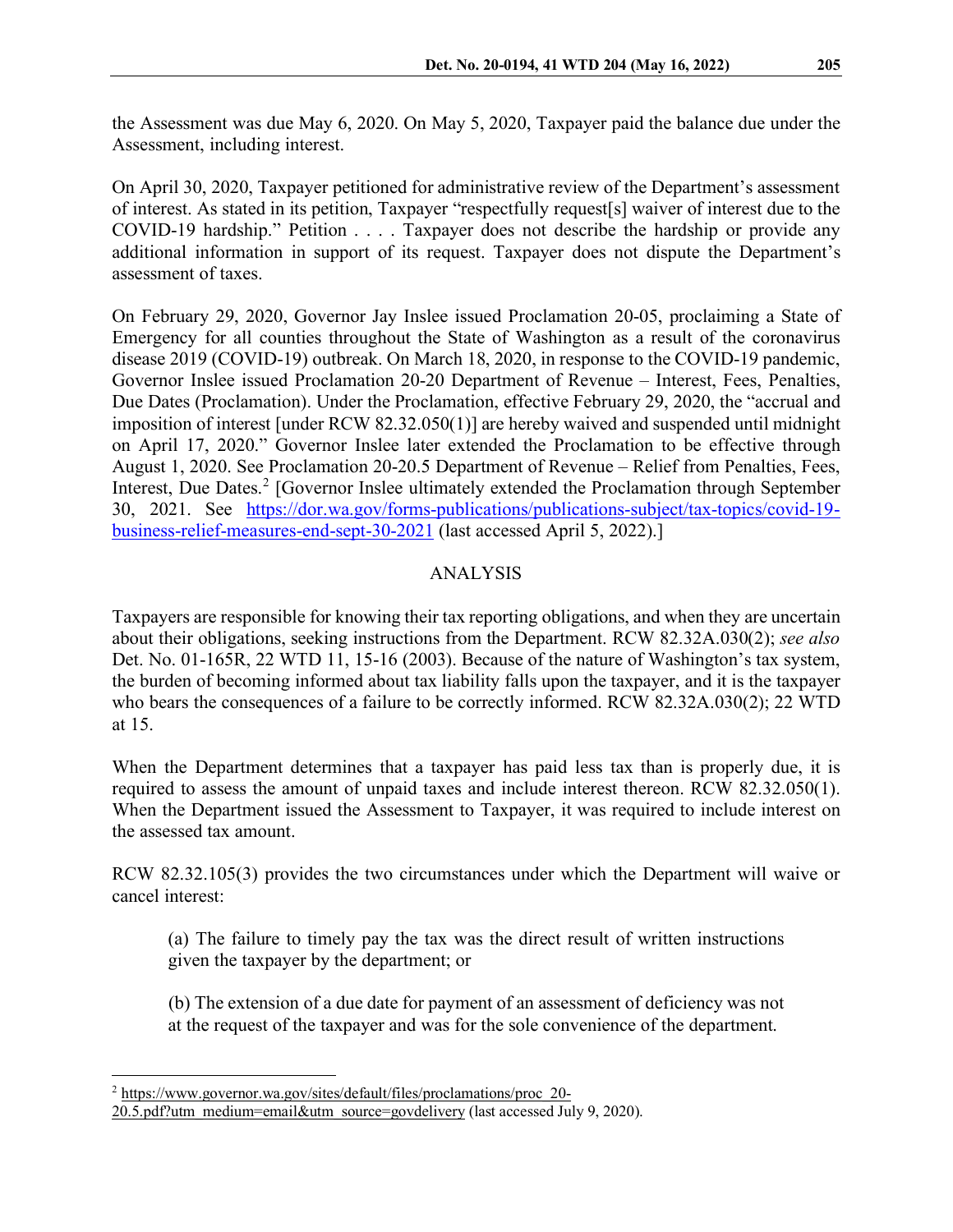the Assessment was due May 6, 2020. On May 5, 2020, Taxpayer paid the balance due under the Assessment, including interest.

On April 30, 2020, Taxpayer petitioned for administrative review of the Department's assessment of interest. As stated in its petition, Taxpayer "respectfully request[s] waiver of interest due to the COVID-19 hardship." Petition . . . . Taxpayer does not describe the hardship or provide any additional information in support of its request. Taxpayer does not dispute the Department's assessment of taxes.

On February 29, 2020, Governor Jay Inslee issued Proclamation 20-05, proclaiming a State of Emergency for all counties throughout the State of Washington as a result of the coronavirus disease 2019 (COVID-19) outbreak. On March 18, 2020, in response to the COVID-19 pandemic, Governor Inslee issued Proclamation 20-20 Department of Revenue – Interest, Fees, Penalties, Due Dates (Proclamation). Under the Proclamation, effective February 29, 2020, the "accrual and imposition of interest [under RCW 82.32.050(1)] are hereby waived and suspended until midnight on April 17, 2020." Governor Inslee later extended the Proclamation to be effective through August 1, 2020. See Proclamation 20-20.5 Department of Revenue – Relief from Penalties, Fees, Interest, Due Dates.[2] [Governor Inslee ultimately extended the Proclamation through September 30, 2021. See https://dor.wa.gov/forms-publications/publications-subject/tax-topics/covid-19-business-relief-measures-end-sept-30-2021 (last accessed April 5, 2022).]

## ANALYSIS

Taxpayers are responsible for knowing their tax reporting obligations, and when they are uncertain about their obligations, seeking instructions from the Department. RCW 82.32A.030(2); *see also* Det. No. 01-165R, 22 WTD 11, 15-16 (2003). Because of the nature of Washington's tax system, the burden of becoming informed about tax liability falls upon the taxpayer, and it is the taxpayer who bears the consequences of a failure to be correctly informed. RCW 82.32A.030(2); 22 WTD at 15.

When the Department determines that a taxpayer has paid less tax than is properly due, it is required to assess the amount of unpaid taxes and include interest thereon. RCW 82.32.050(1). When the Department issued the Assessment to Taxpayer, it was required to include interest on the assessed tax amount.

RCW 82.32.105(3) provides the two circumstances under which the Department will waive or cancel interest:

> (a) The failure to timely pay the tax was the direct result of written instructions given the taxpayer by the department; or
>
> (b) The extension of a due date for payment of an assessment of deficiency was not at the request of the taxpayer and was for the sole convenience of the department.

---

[2] https://www.governor.wa.gov/sites/default/files/proclamations/proc_20-20.5.pdf?utm_medium=email&utm_source=govdelivery (last accessed July 9, 2020).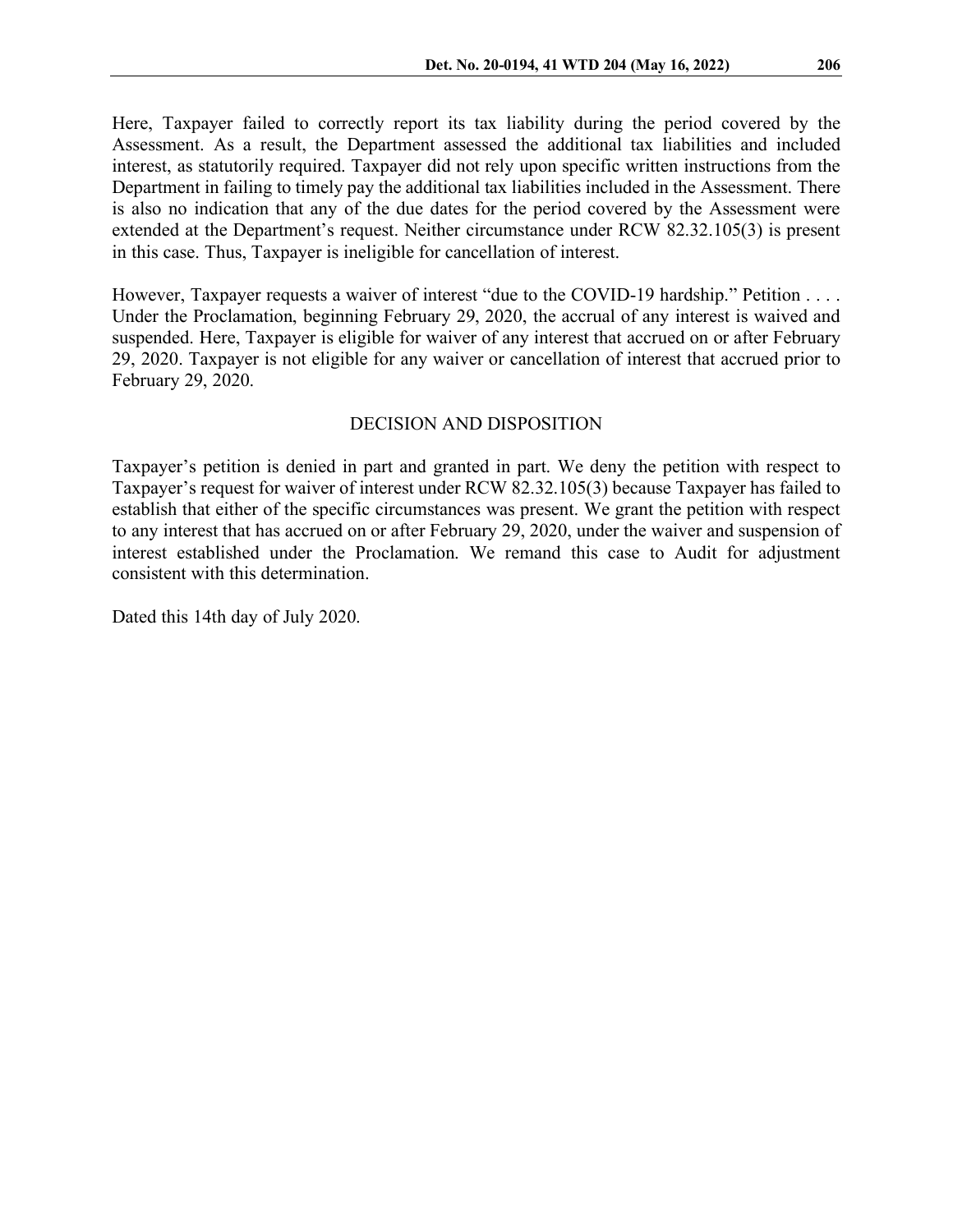Here, Taxpayer failed to correctly report its tax liability during the period covered by the Assessment. As a result, the Department assessed the additional tax liabilities and included interest, as statutorily required. Taxpayer did not rely upon specific written instructions from the Department in failing to timely pay the additional tax liabilities included in the Assessment. There is also no indication that any of the due dates for the period covered by the Assessment were extended at the Department's request. Neither circumstance under RCW 82.32.105(3) is present in this case. Thus, Taxpayer is ineligible for cancellation of interest.

However, Taxpayer requests a waiver of interest "due to the COVID-19 hardship." Petition . . . . Under the Proclamation, beginning February 29, 2020, the accrual of any interest is waived and suspended. Here, Taxpayer is eligible for waiver of any interest that accrued on or after February 29, 2020. Taxpayer is not eligible for any waiver or cancellation of interest that accrued prior to February 29, 2020.

## DECISION AND DISPOSITION

Taxpayer's petition is denied in part and granted in part. We deny the petition with respect to Taxpayer's request for waiver of interest under RCW 82.32.105(3) because Taxpayer has failed to establish that either of the specific circumstances was present. We grant the petition with respect to any interest that has accrued on or after February 29, 2020, under the waiver and suspension of interest established under the Proclamation. We remand this case to Audit for adjustment consistent with this determination.

Dated this 14th day of July 2020.